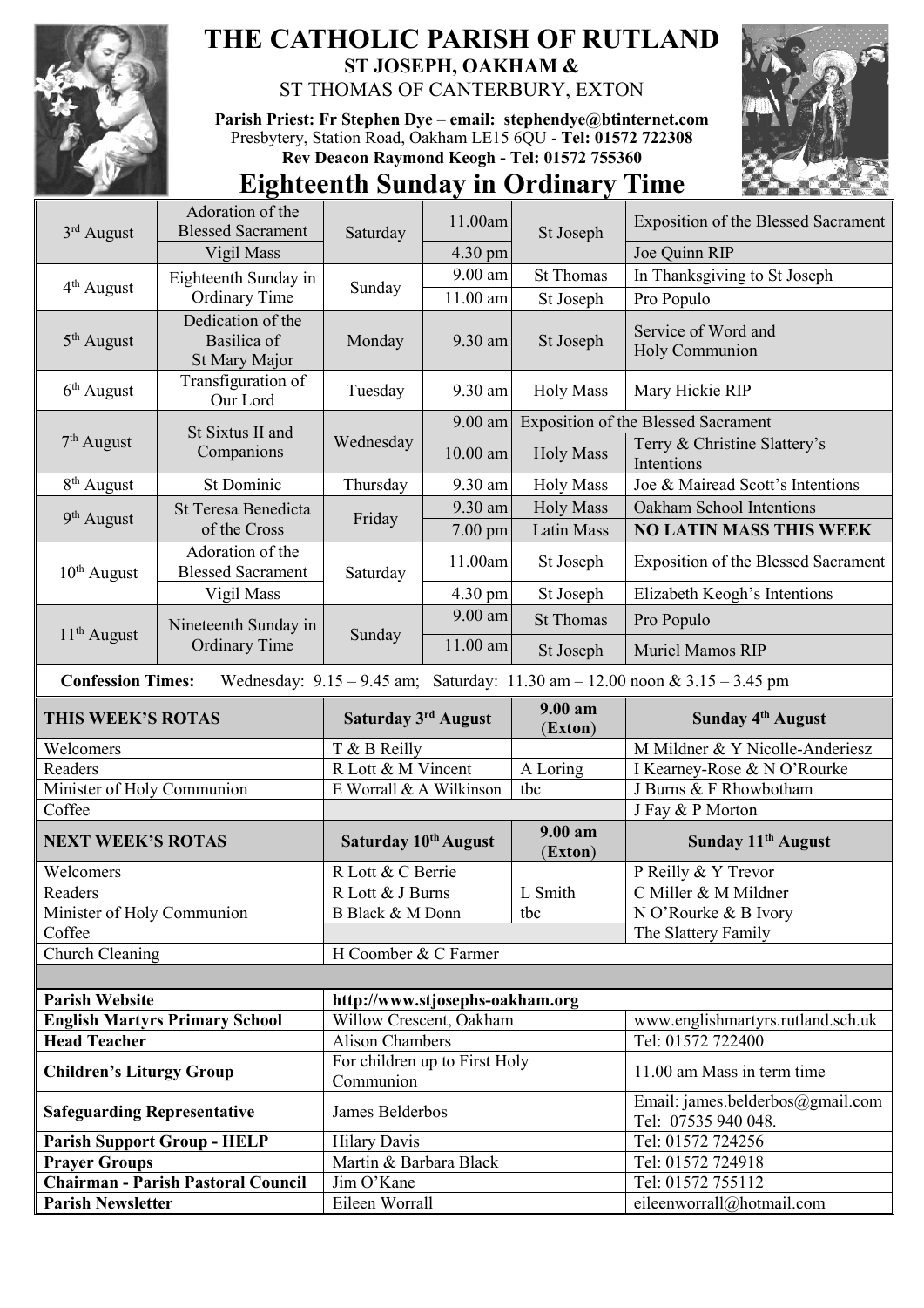# THE CATHOLIC PARISH OF RUTLAND

**ST JOSEPH, OAKHAM &**

ST THOMAS OF CANTERBURY, EXTON

**Parish Priest: Fr Stephen Dye – email: stephendye@btinternet.com**
Presbytery, Station Road, Oakham LE15 6QU - **Tel: 01572 722308**
**Rev Deacon Raymond Keogh - Tel: 01572 755360**

## Eighteenth Sunday in Ordinary Time

| Date | Occasion | Day | Time | Place | Intention |
|---|---|---|---|---|---|
| 3rd August | Adoration of the Blessed Sacrament | Saturday | 11.00am | St Joseph | Exposition of the Blessed Sacrament |
| | Vigil Mass | | 4.30 pm | | Joe Quinn RIP |
| 4th August | Eighteenth Sunday in Ordinary Time | Sunday | 9.00 am | St Thomas | In Thanksgiving to St Joseph |
| | | | 11.00 am | St Joseph | Pro Populo |
| 5th August | Dedication of the Basilica of St Mary Major | Monday | 9.30 am | St Joseph | Service of Word and Holy Communion |
| 6th August | Transfiguration of Our Lord | Tuesday | 9.30 am | Holy Mass | Mary Hickie RIP |
| 7th August | St Sixtus II and Companions | Wednesday | 9.00 am | Exposition of the Blessed Sacrament | |
| | | | 10.00 am | Holy Mass | Terry & Christine Slattery's Intentions |
| 8th August | St Dominic | Thursday | 9.30 am | Holy Mass | Joe & Mairead Scott's Intentions |
| 9th August | St Teresa Benedicta of the Cross | Friday | 9.30 am | Holy Mass | Oakham School Intentions |
| | | | 7.00 pm | Latin Mass | **NO LATIN MASS THIS WEEK** |
| 10th August | Adoration of the Blessed Sacrament | Saturday | 11.00am | St Joseph | Exposition of the Blessed Sacrament |
| | Vigil Mass | | 4.30 pm | St Joseph | Elizabeth Keogh's Intentions |
| 11th August | Nineteenth Sunday in Ordinary Time | Sunday | 9.00 am | St Thomas | Pro Populo |
| | | | 11.00 am | St Joseph | Muriel Mamos RIP |

**Confession Times:** Wednesday: 9.15 – 9.45 am; Saturday: 11.30 am – 12.00 noon & 3.15 – 3.45 pm

| **THIS WEEK'S ROTAS** | **Saturday 3rd August** | **9.00 am (Exton)** | **Sunday 4th August** |
|---|---|---|---|
| Welcomers | T & B Reilly | | M Mildner & Y Nicolle-Anderiesz |
| Readers | R Lott & M Vincent | A Loring | I Kearney-Rose & N O'Rourke |
| Minister of Holy Communion | E Worrall & A Wilkinson | tbc | J Burns & F Rhowbotham |
| Coffee | | | J Fay & P Morton |
| **NEXT WEEK'S ROTAS** | **Saturday 10th August** | **9.00 am (Exton)** | **Sunday 11th August** |
| Welcomers | R Lott & C Berrie | | P Reilly & Y Trevor |
| Readers | R Lott & J Burns | L Smith | C Miller & M Mildner |
| Minister of Holy Communion | B Black & M Donn | tbc | N O'Rourke & B Ivory |
| Coffee | | | The Slattery Family |
| Church Cleaning | H Coomber & C Farmer | | |

| | | |
|---|---|---|
| **Parish Website** | http://www.stjosephs-oakham.org | |
| **English Martyrs Primary School** | Willow Crescent, Oakham | www.englishmartyrs.rutland.sch.uk |
| **Head Teacher** | Alison Chambers | Tel: 01572 722400 |
| **Children's Liturgy Group** | For children up to First Holy Communion | 11.00 am Mass in term time |
| **Safeguarding Representative** | James Belderbos | Email: james.belderbos@gmail.com Tel: 07535 940 048. |
| **Parish Support Group - HELP** | Hilary Davis | Tel: 01572 724256 |
| **Prayer Groups** | Martin & Barbara Black | Tel: 01572 724918 |
| **Chairman - Parish Pastoral Council** | Jim O'Kane | Tel: 01572 755112 |
| **Parish Newsletter** | Eileen Worrall | eileenworrall@hotmail.com |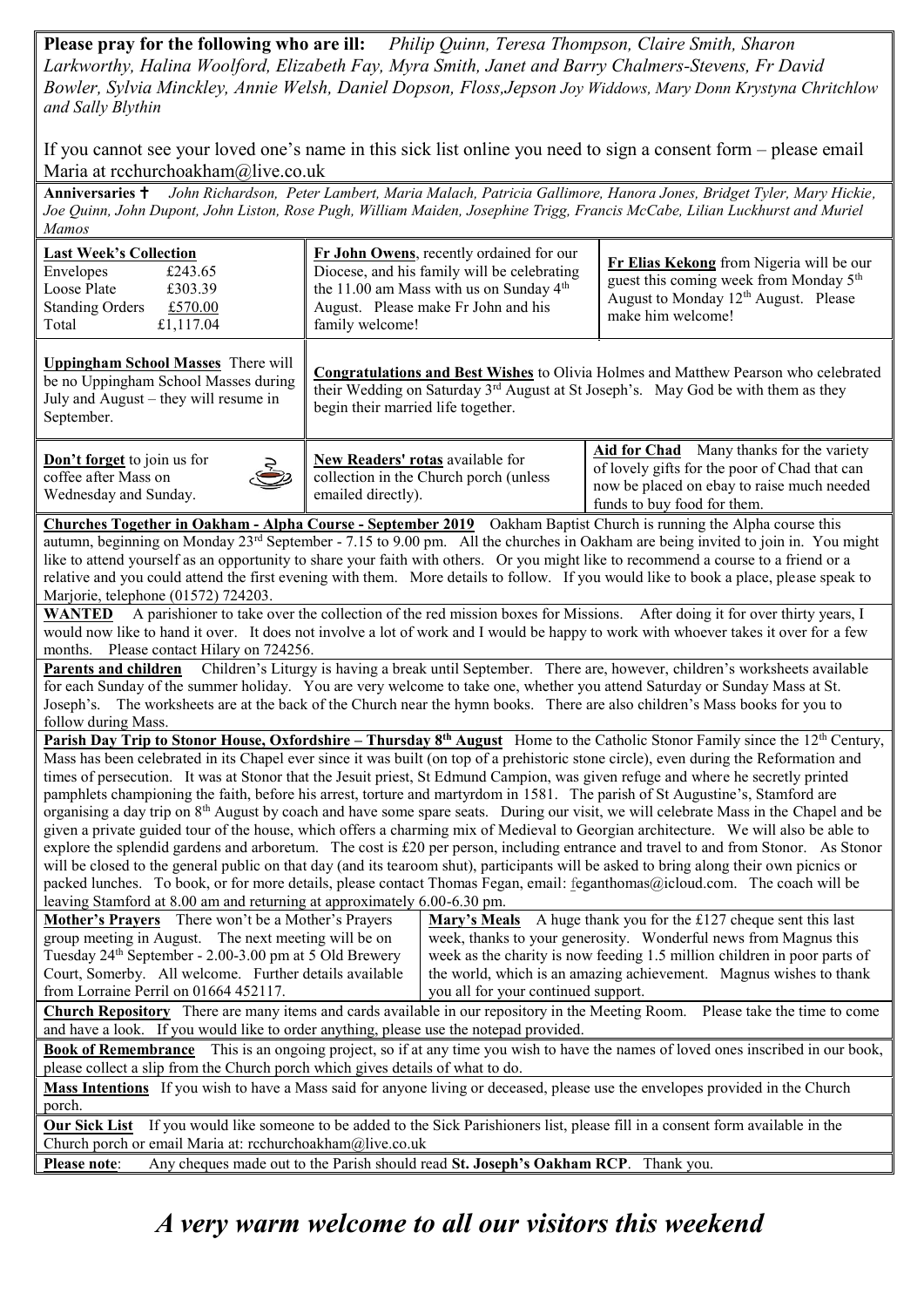**Please pray for the following who are ill:** *Philip Quinn, Teresa Thompson, Claire Smith, Sharon Larkworthy, Halina Woolford, Elizabeth Fay, Myra Smith, Janet and Barry Chalmers-Stevens, Fr David Bowler, Sylvia Minckley, Annie Welsh, Daniel Dopson, Floss,Jepson Joy Widdows, Mary Donn Krystyna Chritchlow and Sally Blythin*

If you cannot see your loved one's name in this sick list online you need to sign a consent form – please email Maria at rcchurchoakham@live.co.uk

**Anniversaries ✝** *John Richardson, Peter Lambert, Maria Malach, Patricia Gallimore, Hanora Jones, Bridget Tyler, Mary Hickie, Joe Quinn, John Dupont, John Liston, Rose Pugh, William Maiden, Josephine Trigg, Francis McCabe, Lilian Luckhurst and Muriel Mamos*

**Last Week's Collection**

| | |
|---|---|
| Envelopes | £243.65 |
| Loose Plate | £303.39 |
| Standing Orders | £570.00 |
| Total | £1,117.04 |

**Fr John Owens**, recently ordained for our Diocese, and his family will be celebrating the 11.00 am Mass with us on Sunday 4th August. Please make Fr John and his family welcome!

**Fr Elias Kekong** from Nigeria will be our guest this coming week from Monday 5th August to Monday 12th August. Please make him welcome!

**Uppingham School Masses** There will be no Uppingham School Masses during July and August – they will resume in September.

**Congratulations and Best Wishes** to Olivia Holmes and Matthew Pearson who celebrated their Wedding on Saturday 3rd August at St Joseph's. May God be with them as they begin their married life together.

**Don't forget** to join us for coffee after Mass on Wednesday and Sunday.

**New Readers' rotas** available for collection in the Church porch (unless emailed directly).

**Aid for Chad** Many thanks for the variety of lovely gifts for the poor of Chad that can now be placed on ebay to raise much needed funds to buy food for them.

**Churches Together in Oakham - Alpha Course - September 2019** Oakham Baptist Church is running the Alpha course this autumn, beginning on Monday 23rd September - 7.15 to 9.00 pm. All the churches in Oakham are being invited to join in. You might like to attend yourself as an opportunity to share your faith with others. Or you might like to recommend a course to a friend or a relative and you could attend the first evening with them. More details to follow. If you would like to book a place, please speak to Marjorie, telephone (01572) 724203.

**WANTED** A parishioner to take over the collection of the red mission boxes for Missions. After doing it for over thirty years, I would now like to hand it over. It does not involve a lot of work and I would be happy to work with whoever takes it over for a few months. Please contact Hilary on 724256.

**Parents and children** Children's Liturgy is having a break until September. There are, however, children's worksheets available for each Sunday of the summer holiday. You are very welcome to take one, whether you attend Saturday or Sunday Mass at St. Joseph's. The worksheets are at the back of the Church near the hymn books. There are also children's Mass books for you to follow during Mass.

**Parish Day Trip to Stonor House, Oxfordshire – Thursday 8th August** Home to the Catholic Stonor Family since the 12th Century, Mass has been celebrated in its Chapel ever since it was built (on top of a prehistoric stone circle), even during the Reformation and times of persecution. It was at Stonor that the Jesuit priest, St Edmund Campion, was given refuge and where he secretly printed pamphlets championing the faith, before his arrest, torture and martyrdom in 1581. The parish of St Augustine's, Stamford are organising a day trip on 8th August by coach and have some spare seats. During our visit, we will celebrate Mass in the Chapel and be given a private guided tour of the house, which offers a charming mix of Medieval to Georgian architecture. We will also be able to explore the splendid gardens and arboretum. The cost is £20 per person, including entrance and travel to and from Stonor. As Stonor will be closed to the general public on that day (and its tearoom shut), participants will be asked to bring along their own picnics or packed lunches. To book, or for more details, please contact Thomas Fegan, email: feganthomas@icloud.com. The coach will be leaving Stamford at 8.00 am and returning at approximately 6.00-6.30 pm.

**Mother's Prayers** There won't be a Mother's Prayers group meeting in August. The next meeting will be on Tuesday 24th September - 2.00-3.00 pm at 5 Old Brewery Court, Somerby. All welcome. Further details available from Lorraine Perril on 01664 452117.

**Mary's Meals** A huge thank you for the £127 cheque sent this last week, thanks to your generosity. Wonderful news from Magnus this week as the charity is now feeding 1.5 million children in poor parts of the world, which is an amazing achievement. Magnus wishes to thank you all for your continued support.

**Church Repository** There are many items and cards available in our repository in the Meeting Room. Please take the time to come and have a look. If you would like to order anything, please use the notepad provided.

**Book of Remembrance** This is an ongoing project, so if at any time you wish to have the names of loved ones inscribed in our book, please collect a slip from the Church porch which gives details of what to do.

**Mass Intentions** If you wish to have a Mass said for anyone living or deceased, please use the envelopes provided in the Church porch.

**Our Sick List** If you would like someone to be added to the Sick Parishioners list, please fill in a consent form available in the Church porch or email Maria at: rcchurchoakham@live.co.uk

**Please note**: Any cheques made out to the Parish should read **St. Joseph's Oakham RCP**. Thank you.

## *A very warm welcome to all our visitors this weekend*